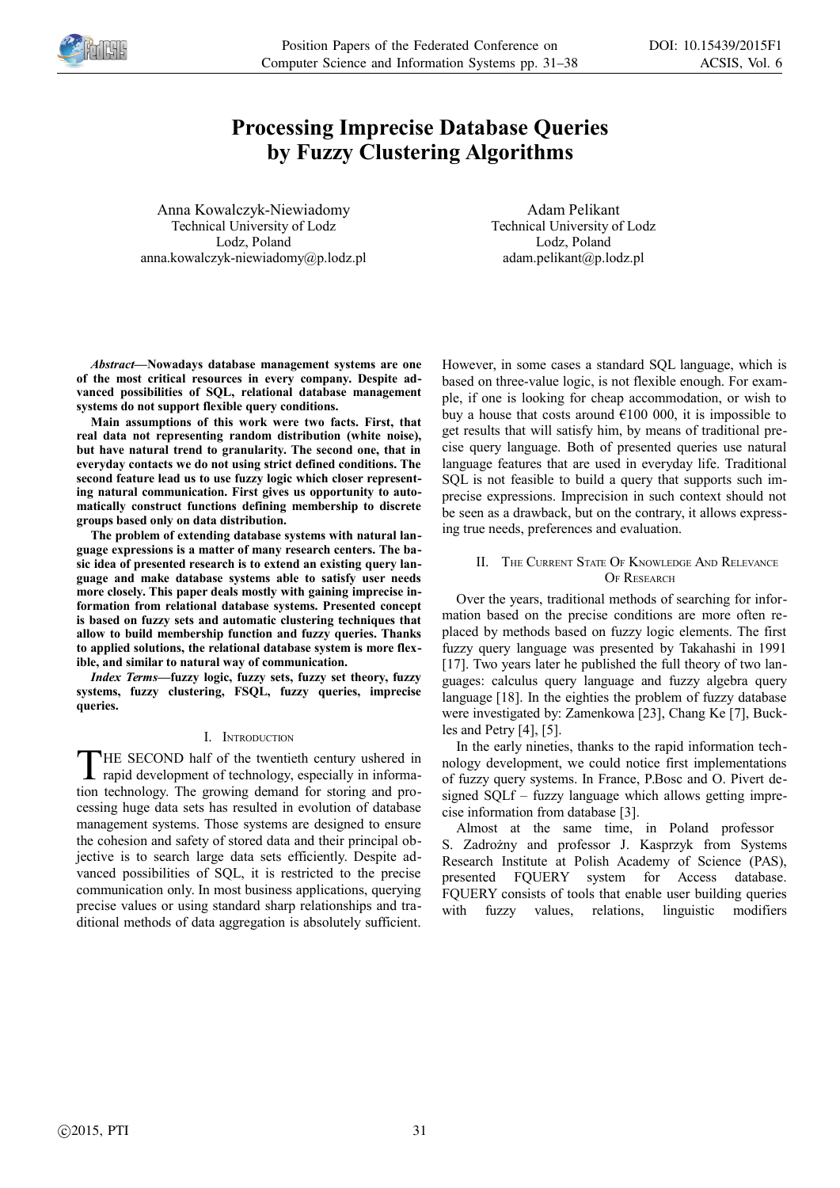# Processing Imprecise Database Queries by Fuzzy Clustering Algorithms

Anna Kowalczyk-Niewiadomy
Technical University of Lodz
Lodz, Poland
anna.kowalczyk-niewiadomy@p.lodz.pl

Adam Pelikant
Technical University of Lodz
Lodz, Poland
adam.pelikant@p.lodz.pl

***Abstract*—Nowadays database management systems are one of the most critical resources in every company. Despite advanced possibilities of SQL, relational database management systems do not support flexible query conditions.**

**Main assumptions of this work were two facts. First, that real data not representing random distribution (white noise), but have natural trend to granularity. The second one, that in everyday contacts we do not using strict defined conditions. The second feature lead us to use fuzzy logic which closer representing natural communication. First gives us opportunity to automatically construct functions defining membership to discrete groups based only on data distribution.**

**The problem of extending database systems with natural language expressions is a matter of many research centers. The basic idea of presented research is to extend an existing query language and make database systems able to satisfy user needs more closely. This paper deals mostly with gaining imprecise information from relational database systems. Presented concept is based on fuzzy sets and automatic clustering techniques that allow to build membership function and fuzzy queries. Thanks to applied solutions, the relational database system is more flexible, and similar to natural way of communication.**

***Index Terms*—fuzzy logic, fuzzy sets, fuzzy set theory, fuzzy systems, fuzzy clustering, FSQL, fuzzy queries, imprecise queries.**

## I. Introduction

THE SECOND half of the twentieth century ushered in rapid development of technology, especially in information technology. The growing demand for storing and processing huge data sets has resulted in evolution of database management systems. Those systems are designed to ensure the cohesion and safety of stored data and their principal objective is to search large data sets efficiently. Despite advanced possibilities of SQL, it is restricted to the precise communication only. In most business applications, querying precise values or using standard sharp relationships and traditional methods of data aggregation is absolutely sufficient. However, in some cases a standard SQL language, which is based on three-value logic, is not flexible enough. For example, if one is looking for cheap accommodation, or wish to buy a house that costs around €100 000, it is impossible to get results that will satisfy him, by means of traditional precise query language. Both of presented queries use natural language features that are used in everyday life. Traditional SQL is not feasible to build a query that supports such imprecise expressions. Imprecision in such context should not be seen as a drawback, but on the contrary, it allows expressing true needs, preferences and evaluation.

## II. The Current State Of Knowledge And Relevance Of Research

Over the years, traditional methods of searching for information based on the precise conditions are more often replaced by methods based on fuzzy logic elements. The first fuzzy query language was presented by Takahashi in 1991 [17]. Two years later he published the full theory of two languages: calculus query language and fuzzy algebra query language [18]. In the eighties the problem of fuzzy database were investigated by: Zamenkowa [23], Chang Ke [7], Buckles and Petry [4], [5].

In the early nineties, thanks to the rapid information technology development, we could notice first implementations of fuzzy query systems. In France, P.Bosc and O. Pivert designed SQLf – fuzzy language which allows getting imprecise information from database [3].

Almost at the same time, in Poland professor S. Zadrożny and professor J. Kasprzyk from Systems Research Institute at Polish Academy of Science (PAS), presented FQUERY system for Access database. FQUERY consists of tools that enable user building queries with fuzzy values, relations, linguistic modifiers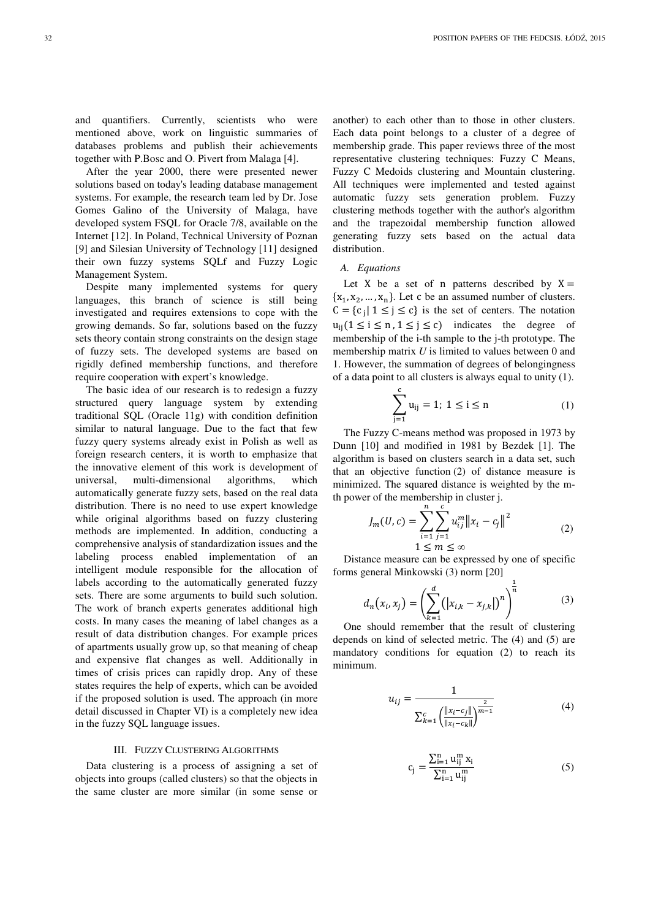and quantifiers. Currently, scientists who were mentioned above, work on linguistic summaries of databases problems and publish their achievements together with P.Bosc and O. Pivert from Malaga [4].

After the year 2000, there were presented newer solutions based on today's leading database management systems. For example, the research team led by Dr. Jose Gomes Galino of the University of Malaga, have developed system FSQL for Oracle 7/8, available on the Internet [12]. In Poland, Technical University of Poznan [9] and Silesian University of Technology [11] designed their own fuzzy systems SQLf and Fuzzy Logic Management System.

Despite many implemented systems for query languages, this branch of science is still being investigated and requires extensions to cope with the growing demands. So far, solutions based on the fuzzy sets theory contain strong constraints on the design stage of fuzzy sets. The developed systems are based on rigidly defined membership functions, and therefore require cooperation with expert's knowledge.

The basic idea of our research is to redesign a fuzzy structured query language system by extending traditional SQL (Oracle 11g) with condition definition similar to natural language. Due to the fact that few fuzzy query systems already exist in Polish as well as foreign research centers, it is worth to emphasize that the innovative element of this work is development of universal, multi-dimensional algorithms, which automatically generate fuzzy sets, based on the real data distribution. There is no need to use expert knowledge while original algorithms based on fuzzy clustering methods are implemented. In addition, conducting a comprehensive analysis of standardization issues and the labeling process enabled implementation of an intelligent module responsible for the allocation of labels according to the automatically generated fuzzy sets. There are some arguments to build such solution. The work of branch experts generates additional high costs. In many cases the meaning of label changes as a result of data distribution changes. For example prices of apartments usually grow up, so that meaning of cheap and expensive flat changes as well. Additionally in times of crisis prices can rapidly drop. Any of these states requires the help of experts, which can be avoided if the proposed solution is used. The approach (in more detail discussed in Chapter VI) is a completely new idea in the fuzzy SQL language issues.

## III. Fuzzy Clustering Algorithms

Data clustering is a process of assigning a set of objects into groups (called clusters) so that the objects in the same cluster are more similar (in some sense or another) to each other than to those in other clusters. Each data point belongs to a cluster of a degree of membership grade. This paper reviews three of the most representative clustering techniques: Fuzzy C Means, Fuzzy C Medoids clustering and Mountain clustering. All techniques were implemented and tested against automatic fuzzy sets generation problem. Fuzzy clustering methods together with the author's algorithm and the trapezoidal membership function allowed generating fuzzy sets based on the actual data distribution.

### *A. Equations*

Let X be a set of n patterns described by $X = \{x_1, x_2, \dots, x_n\}$. Let c be an assumed number of clusters. $C = \{c_j \mid 1 \leq j \leq c\}$ is the set of centers. The notation $u_{ij} (1 \leq i \leq n, 1 \leq j \leq c)$ indicates the degree of membership of the i-th sample to the j-th prototype. The membership matrix *U* is limited to values between 0 and 1. However, the summation of degrees of belongingness of a data point to all clusters is always equal to unity (1).

$$\sum_{j=1}^{c} u_{ij} = 1;\ 1 \leq i \leq n \tag{1}$$

The Fuzzy C-means method was proposed in 1973 by Dunn [10] and modified in 1981 by Bezdek [1]. The algorithm is based on clusters search in a data set, such that an objective function (2) of distance measure is minimized. The squared distance is weighted by the m-th power of the membership in cluster j.

$$J_m(U, c) = \sum_{i=1}^{n} \sum_{j=1}^{c} u_{ij}^{m} \left\| x_i - c_j \right\|^2 \qquad 1 \leq m \leq \infty \tag{2}$$

Distance measure can be expressed by one of specific forms general Minkowski (3) norm [20]

$$d_n(x_i, x_j) = \left( \sum_{k=1}^{d} \left( |x_{i,k} - x_{j,k}| \right)^n \right)^{\frac{1}{n}} \tag{3}$$

One should remember that the result of clustering depends on kind of selected metric. The (4) and (5) are mandatory conditions for equation (2) to reach its minimum.

$$u_{ij} = \frac{1}{\sum_{k=1}^{c} \left( \frac{\|x_i - c_j\|}{\|x_i - c_k\|} \right)^{\frac{2}{m-1}}} \tag{4}$$

$$c_j = \frac{\sum_{i=1}^{n} u_{ij}^{m} x_i}{\sum_{i=1}^{n} u_{ij}^{m}} \tag{5}$$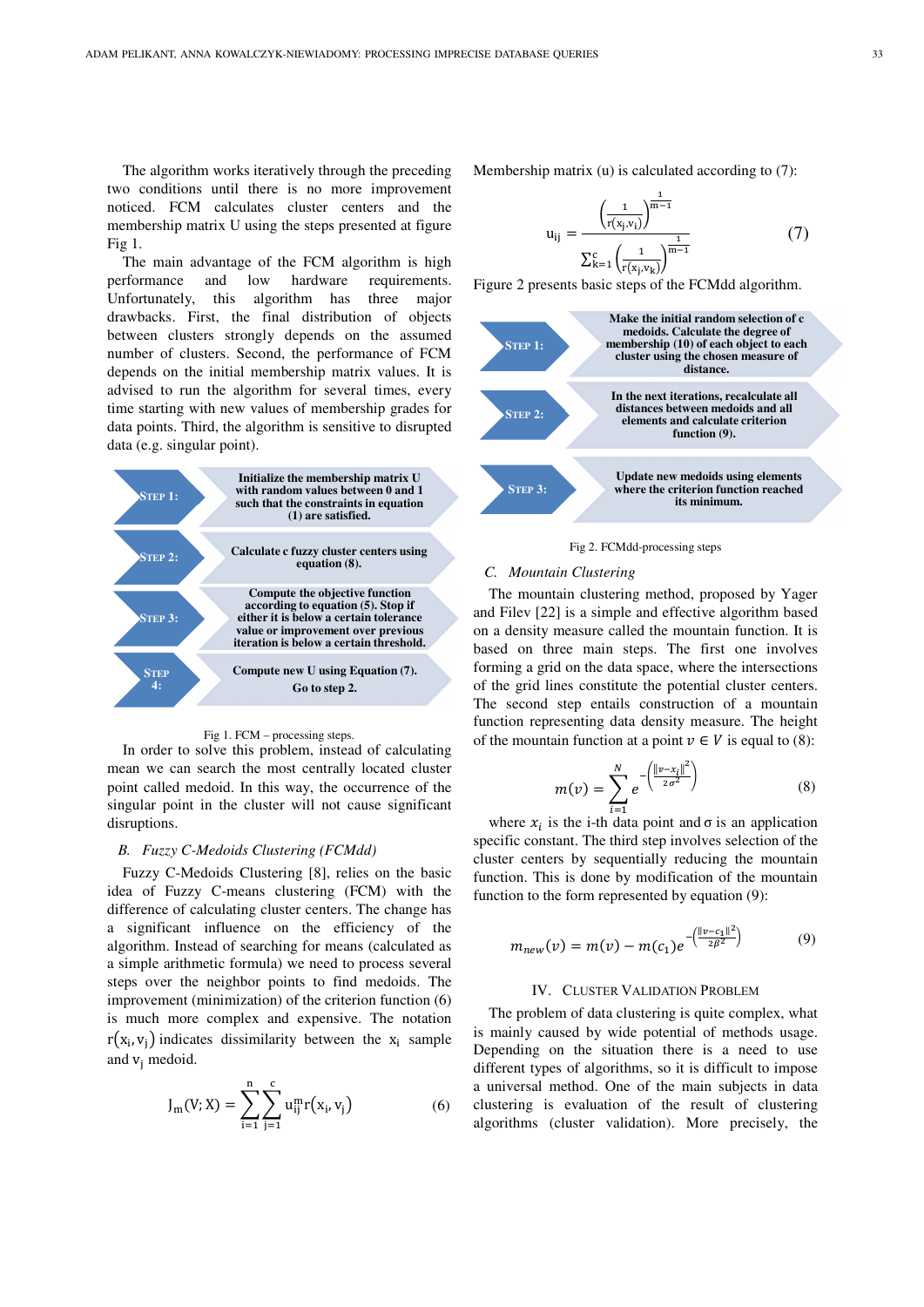The algorithm works iteratively through the preceding two conditions until there is no more improvement noticed. FCM calculates cluster centers and the membership matrix U using the steps presented at figure Fig 1.

The main advantage of the FCM algorithm is high performance and low hardware requirements. Unfortunately, this algorithm has three major drawbacks. First, the final distribution of objects between clusters strongly depends on the assumed number of clusters. Second, the performance of FCM depends on the initial membership matrix values. It is advised to run the algorithm for several times, every time starting with new values of membership grades for data points. Third, the algorithm is sensitive to disrupted data (e.g. singular point).

**STEP 1:** Initialize the membership matrix U with random values between 0 and 1 such that the constraints in equation (1) are satisfied.

**STEP 2:** Calculate c fuzzy cluster centers using equation (8).

**STEP 3:** Compute the objective function according to equation (5). Stop if either it is below a certain tolerance value or improvement over previous iteration is below a certain threshold.

**STEP 4:** Compute new U using Equation (7). Go to step 2.

Fig 1. FCM – processing steps.

In order to solve this problem, instead of calculating mean we can search the most centrally located cluster point called medoid. In this way, the occurrence of the singular point in the cluster will not cause significant disruptions.

### B. Fuzzy C-Medoids Clustering (FCMdd)

Fuzzy C-Medoids Clustering [8], relies on the basic idea of Fuzzy C-means clustering (FCM) with the difference of calculating cluster centers. The change has a significant influence on the efficiency of the algorithm. Instead of searching for means (calculated as a simple arithmetic formula) we need to process several steps over the neighbor points to find medoids. The improvement (minimization) of the criterion function (6) is much more complex and expensive. The notation $r(x_i, v_j)$ indicates dissimilarity between the $x_i$ sample and $v_j$ medoid.

$$J_m(V;X) = \sum_{i=1}^{n}\sum_{j=1}^{c} u_{ij}^m r(x_i, v_j) \tag{6}$$

Membership matrix (u) is calculated according to (7):

$$u_{ij} = \frac{\left(\frac{1}{r(x_j,v_i)}\right)^{\frac{1}{m-1}}}{\sum_{k=1}^{c}\left(\frac{1}{r(x_j,v_k)}\right)^{\frac{1}{m-1}}} \tag{7}$$

Figure 2 presents basic steps of the FCMdd algorithm.

**STEP 1:** Make the initial random selection of c medoids. Calculate the degree of membership (10) of each object to each cluster using the chosen measure of distance.

**STEP 2:** In the next iterations, recalculate all distances between medoids and all elements and calculate criterion function (9).

**STEP 3:** Update new medoids using elements where the criterion function reached its minimum.

Fig 2. FCMdd-processing steps

### C. Mountain Clustering

The mountain clustering method, proposed by Yager and Filev [22] is a simple and effective algorithm based on a density measure called the mountain function. It is based on three main steps. The first one involves forming a grid on the data space, where the intersections of the grid lines constitute the potential cluster centers. The second step entails construction of a mountain function representing data density measure. The height of the mountain function at a point $v \in V$ is equal to (8):

$$m(v) = \sum_{i=1}^{N} e^{-\left(\frac{\|v-x_i\|^2}{2\sigma^2}\right)} \tag{8}$$

where $x_i$ is the i-th data point and σ is an application specific constant. The third step involves selection of the cluster centers by sequentially reducing the mountain function. This is done by modification of the mountain function to the form represented by equation (9):

$$m_{new}(v) = m(v) - m(c_1)e^{-\left(\frac{\|v-c_1\|^2}{2\beta^2}\right)} \tag{9}$$

## IV. CLUSTER VALIDATION PROBLEM

The problem of data clustering is quite complex, what is mainly caused by wide potential of methods usage. Depending on the situation there is a need to use different types of algorithms, so it is difficult to impose a universal method. One of the main subjects in data clustering is evaluation of the result of clustering algorithms (cluster validation). More precisely, the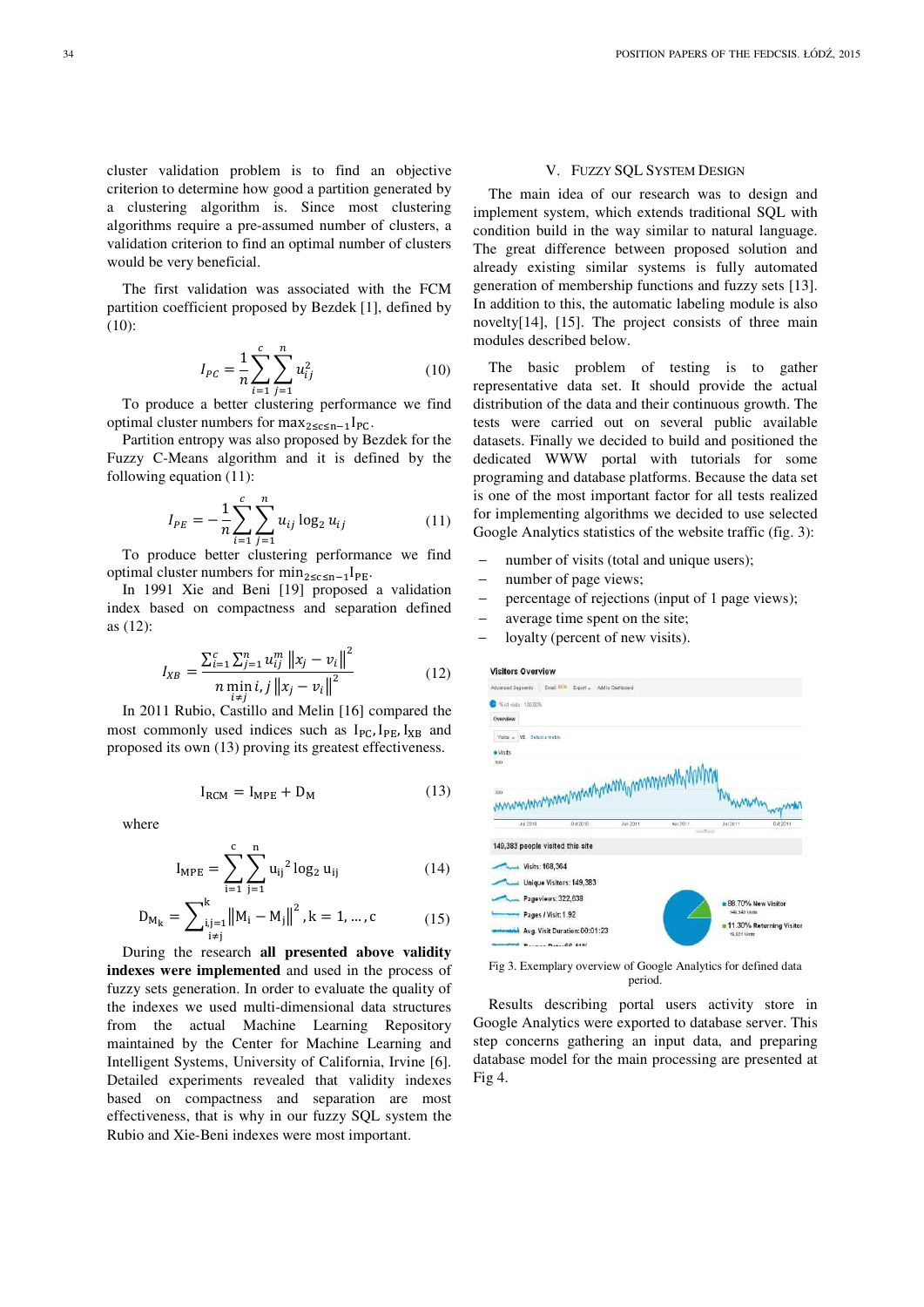cluster validation problem is to find an objective criterion to determine how good a partition generated by a clustering algorithm is. Since most clustering algorithms require a pre-assumed number of clusters, a validation criterion to find an optimal number of clusters would be very beneficial.

The first validation was associated with the FCM partition coefficient proposed by Bezdek [1], defined by (10):

$$I_{PC} = \frac{1}{n}\sum_{i=1}^{c}\sum_{j=1}^{n} u_{ij}^2 \tag{10}$$

To produce a better clustering performance we find optimal cluster numbers for $\max_{2\le c\le n-1} I_{PC}$.

Partition entropy was also proposed by Bezdek for the Fuzzy C-Means algorithm and it is defined by the following equation (11):

$$I_{PE} = -\frac{1}{n}\sum_{i=1}^{c}\sum_{j=1}^{n} u_{ij}\log_2 u_{ij} \tag{11}$$

To produce better clustering performance we find optimal cluster numbers for $\min_{2\le c\le n-1} I_{PE}$.

In 1991 Xie and Beni [19] proposed a validation index based on compactness and separation defined as (12):

$$I_{XB} = \frac{\sum_{i=1}^{c}\sum_{j=1}^{n} u_{ij}^m \left\|x_j - v_i\right\|^2}{n \min\limits_{i\neq j} i,j \left\|x_j - v_i\right\|^2} \tag{12}$$

In 2011 Rubio, Castillo and Melin [16] compared the most commonly used indices such as $I_{PC}, I_{PE}, I_{XB}$ and proposed its own (13) proving its greatest effectiveness.

$$I_{RCM} = I_{MPE} + D_M \tag{13}$$

where

$$I_{MPE} = \sum_{i=1}^{c}\sum_{j=1}^{n} {u_{ij}}^2 \log_2 u_{ij} \tag{14}$$

$$D_{M_k} = \sum_{\substack{i,j=1\\ i\neq j}}^{k} \left\|M_i - M_j\right\|^2, k = 1, \ldots, c \tag{15}$$

During the research **all presented above validity indexes were implemented** and used in the process of fuzzy sets generation. In order to evaluate the quality of the indexes we used multi-dimensional data structures from the actual Machine Learning Repository maintained by the Center for Machine Learning and Intelligent Systems, University of California, Irvine [6]. Detailed experiments revealed that validity indexes based on compactness and separation are most effectiveness, that is why in our fuzzy SQL system the Rubio and Xie-Beni indexes were most important.

## V. Fuzzy SQL System Design

The main idea of our research was to design and implement system, which extends traditional SQL with condition build in the way similar to natural language. The great difference between proposed solution and already existing similar systems is fully automated generation of membership functions and fuzzy sets [13]. In addition to this, the automatic labeling module is also novelty[14], [15]. The project consists of three main modules described below.

The basic problem of testing is to gather representative data set. It should provide the actual distribution of the data and their continuous growth. The tests were carried out on several public available datasets. Finally we decided to build and positioned the dedicated WWW portal with tutorials for some programing and database platforms. Because the data set is one of the most important factor for all tests realized for implementing algorithms we decided to use selected Google Analytics statistics of the website traffic (fig. 3):

- number of visits (total and unique users);
- number of page views;
- percentage of rejections (input of 1 page views);
- average time spent on the site;
- loyalty (percent of new visits).

Fig 3. Exemplary overview of Google Analytics for defined data period.

Results describing portal users activity store in Google Analytics were exported to database server. This step concerns gathering an input data, and preparing database model for the main processing are presented at Fig 4.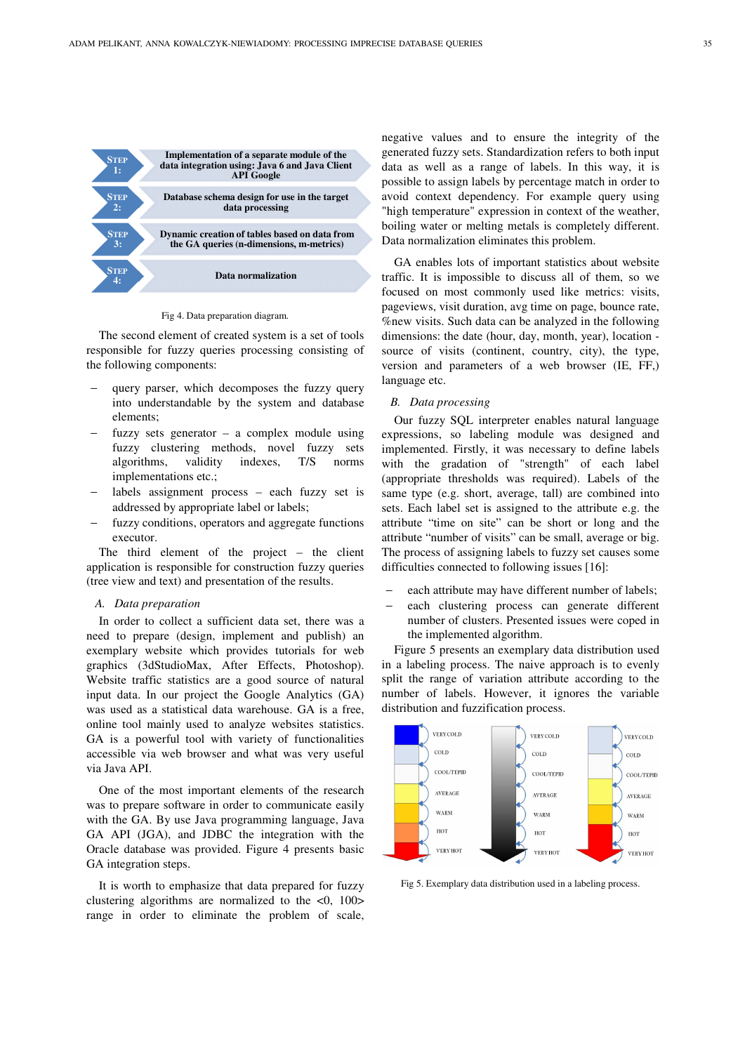STEP 1: Implementation of a separate module of the data integration using: Java 6 and Java Client API Google

STEP 2: Database schema design for use in the target data processing

STEP 3: Dynamic creation of tables based on data from the GA queries (n-dimensions, m-metrics)

STEP 4: Data normalization

Fig 4. Data preparation diagram.

The second element of created system is a set of tools responsible for fuzzy queries processing consisting of the following components:

- query parser, which decomposes the fuzzy query into understandable by the system and database elements;
- fuzzy sets generator – a complex module using fuzzy clustering methods, novel fuzzy sets algorithms, validity indexes, T/S norms implementations etc.;
- labels assignment process – each fuzzy set is addressed by appropriate label or labels;
- fuzzy conditions, operators and aggregate functions executor.

The third element of the project – the client application is responsible for construction fuzzy queries (tree view and text) and presentation of the results.

### A. *Data preparation*

In order to collect a sufficient data set, there was a need to prepare (design, implement and publish) an exemplary website which provides tutorials for web graphics (3dStudioMax, After Effects, Photoshop). Website traffic statistics are a good source of natural input data. In our project the Google Analytics (GA) was used as a statistical data warehouse. GA is a free, online tool mainly used to analyze websites statistics. GA is a powerful tool with variety of functionalities accessible via web browser and what was very useful via Java API.

One of the most important elements of the research was to prepare software in order to communicate easily with the GA. By use Java programming language, Java GA API (JGA), and JDBC the integration with the Oracle database was provided. Figure 4 presents basic GA integration steps.

It is worth to emphasize that data prepared for fuzzy clustering algorithms are normalized to the <0, 100> range in order to eliminate the problem of scale, negative values and to ensure the integrity of the generated fuzzy sets. Standardization refers to both input data as well as a range of labels. In this way, it is possible to assign labels by percentage match in order to avoid context dependency. For example query using "high temperature" expression in context of the weather, boiling water or melting metals is completely different. Data normalization eliminates this problem.

GA enables lots of important statistics about website traffic. It is impossible to discuss all of them, so we focused on most commonly used like metrics: visits, pageviews, visit duration, avg time on page, bounce rate, %new visits. Such data can be analyzed in the following dimensions: the date (hour, day, month, year), location - source of visits (continent, country, city), the type, version and parameters of a web browser (IE, FF,) language etc.

### B. *Data processing*

Our fuzzy SQL interpreter enables natural language expressions, so labeling module was designed and implemented. Firstly, it was necessary to define labels with the gradation of "strength" of each label (appropriate thresholds was required). Labels of the same type (e.g. short, average, tall) are combined into sets. Each label set is assigned to the attribute e.g. the attribute "time on site" can be short or long and the attribute "number of visits" can be small, average or big. The process of assigning labels to fuzzy set causes some difficulties connected to following issues [16]:

- each attribute may have different number of labels;
- each clustering process can generate different number of clusters. Presented issues were coped in the implemented algorithm.

Figure 5 presents an exemplary data distribution used in a labeling process. The naive approach is to evenly split the range of variation attribute according to the number of labels. However, it ignores the variable distribution and fuzzification process.

VERY COLD, COLD, COOL/TEPID, AVERAGE, WARM, HOT, VERY HOT | VERY COLD, COLD, COOL/TEPID, AVERAGE, WARM, HOT, VERY HOT | VERY COLD, COLD, COOL/TEPID, AVERAGE, WARM, HOT, VERY HOT

Fig 5. Exemplary data distribution used in a labeling process.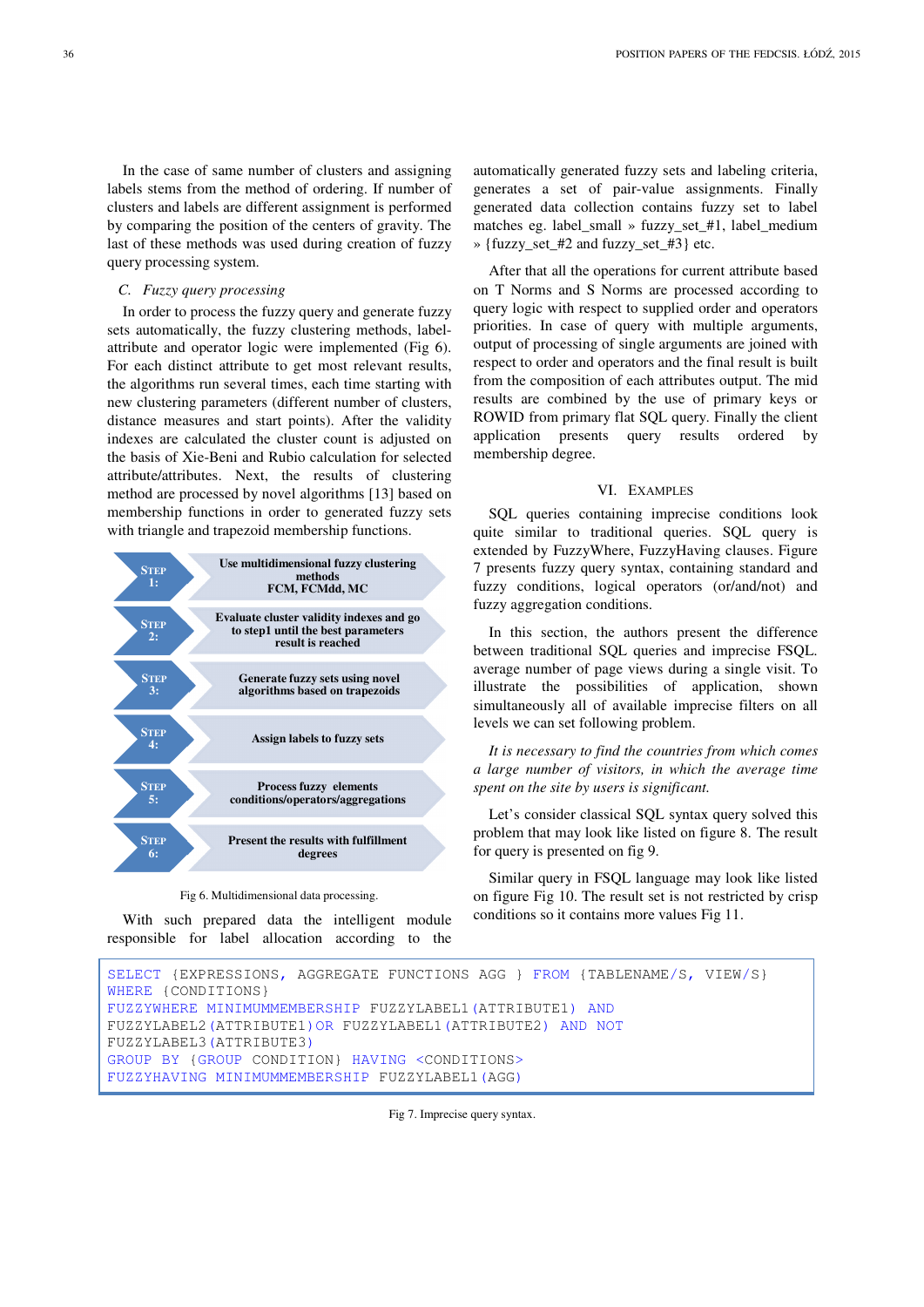In the case of same number of clusters and assigning labels stems from the method of ordering. If number of clusters and labels are different assignment is performed by comparing the position of the centers of gravity. The last of these methods was used during creation of fuzzy query processing system.

### C. Fuzzy query processing

In order to process the fuzzy query and generate fuzzy sets automatically, the fuzzy clustering methods, label-attribute and operator logic were implemented (Fig 6). For each distinct attribute to get most relevant results, the algorithms run several times, each time starting with new clustering parameters (different number of clusters, distance measures and start points). After the validity indexes are calculated the cluster count is adjusted on the basis of Xie-Beni and Rubio calculation for selected attribute/attributes. Next, the results of clustering method are processed by novel algorithms [13] based on membership functions in order to generated fuzzy sets with triangle and trapezoid membership functions.

| | |
|---|---|
| STEP 1: | Use multidimensional fuzzy clustering methods FCM, FCMdd, MC |
| STEP 2: | Evaluate cluster validity indexes and go to step1 until the best parameters result is reached |
| STEP 3: | Generate fuzzy sets using novel algorithms based on trapezoids |
| STEP 4: | Assign labels to fuzzy sets |
| STEP 5: | Process fuzzy elements conditions/operators/aggregations |
| STEP 6: | Present the results with fulfillment degrees |

Fig 6. Multidimensional data processing.

With such prepared data the intelligent module responsible for label allocation according to the automatically generated fuzzy sets and labeling criteria, generates a set of pair-value assignments. Finally generated data collection contains fuzzy set to label matches eg. label_small » fuzzy_set_#1, label_medium » {fuzzy_set_#2 and fuzzy_set_#3} etc.

After that all the operations for current attribute based on T Norms and S Norms are processed according to query logic with respect to supplied order and operators priorities. In case of query with multiple arguments, output of processing of single arguments are joined with respect to order and operators and the final result is built from the composition of each attributes output. The mid results are combined by the use of primary keys or ROWID from primary flat SQL query. Finally the client application presents query results ordered by membership degree.

## VI. Examples

SQL queries containing imprecise conditions look quite similar to traditional queries. SQL query is extended by FuzzyWhere, FuzzyHaving clauses. Figure 7 presents fuzzy query syntax, containing standard and fuzzy conditions, logical operators (or/and/not) and fuzzy aggregation conditions.

In this section, the authors present the difference between traditional SQL queries and imprecise FSQL. average number of page views during a single visit. To illustrate the possibilities of application, shown simultaneously all of available imprecise filters on all levels we can set following problem.

*It is necessary to find the countries from which comes a large number of visitors, in which the average time spent on the site by users is significant.*

Let's consider classical SQL syntax query solved this problem that may look like listed on figure 8. The result for query is presented on fig 9.

Similar query in FSQL language may look like listed on figure Fig 10. The result set is not restricted by crisp conditions so it contains more values Fig 11.

```
SELECT {EXPRESSIONS, AGGREGATE FUNCTIONS AGG } FROM {TABLENAME/S, VIEW/S}
WHERE {CONDITIONS}
FUZZYWHERE MINIMUMMEMBERSHIP FUZZYLABEL1(ATTRIBUTE1) AND
FUZZYLABEL2(ATTRIBUTE1)OR FUZZYLABEL1(ATTRIBUTE2) AND NOT
FUZZYLABEL3(ATTRIBUTE3)
GROUP BY {GROUP CONDITION} HAVING <CONDITIONS>
FUZZYHAVING MINIMUMMEMBERSHIP FUZZYLABEL1(AGG)
```

Fig 7. Imprecise query syntax.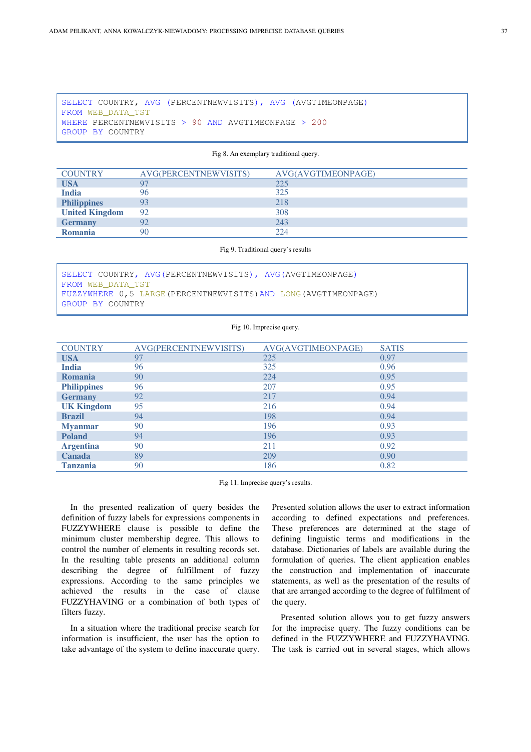```
SELECT COUNTRY, AVG (PERCENTNEWVISITS), AVG (AVGTIMEONPAGE)
FROM WEB_DATA_TST
WHERE PERCENTNEWVISITS > 90 AND AVGTIMEONPAGE > 200
GROUP BY COUNTRY
```

Fig 8. An exemplary traditional query.

| COUNTRY | AVG(PERCENTNEWVISITS) | AVG(AVGTIMEONPAGE) |
|---|---|---|
| **USA** | 97 | 225 |
| **India** | 96 | 325 |
| **Philippines** | 93 | 218 |
| **United Kingdom** | 92 | 308 |
| **Germany** | 92 | 243 |
| **Romania** | 90 | 224 |

Fig 9. Traditional query's results

```
SELECT COUNTRY, AVG(PERCENTNEWVISITS), AVG(AVGTIMEONPAGE)
FROM WEB_DATA_TST
FUZZYWHERE 0,5 LARGE(PERCENTNEWVISITS)AND LONG(AVGTIMEONPAGE)
GROUP BY COUNTRY
```

Fig 10. Imprecise query.

| COUNTRY | AVG(PERCENTNEWVISITS) | AVG(AVGTIMEONPAGE) | SATIS |
|---|---|---|---|
| **USA** | 97 | 225 | 0.97 |
| **India** | 96 | 325 | 0.96 |
| **Romania** | 90 | 224 | 0.95 |
| **Philippines** | 96 | 207 | 0.95 |
| **Germany** | 92 | 217 | 0.94 |
| **UK Kingdom** | 95 | 216 | 0.94 |
| **Brazil** | 94 | 198 | 0.94 |
| **Myanmar** | 90 | 196 | 0.93 |
| **Poland** | 94 | 196 | 0.93 |
| **Argentina** | 90 | 211 | 0.92 |
| **Canada** | 89 | 209 | 0.90 |
| **Tanzania** | 90 | 186 | 0.82 |

Fig 11. Imprecise query's results.

In the presented realization of query besides the definition of fuzzy labels for expressions components in FUZZYWHERE clause is possible to define the minimum cluster membership degree. This allows to control the number of elements in resulting records set. In the resulting table presents an additional column describing the degree of fulfillment of fuzzy expressions. According to the same principles we achieved the results in the case of clause FUZZYHAVING or a combination of both types of filters fuzzy.

In a situation where the traditional precise search for information is insufficient, the user has the option to take advantage of the system to define inaccurate query. Presented solution allows the user to extract information according to defined expectations and preferences. These preferences are determined at the stage of defining linguistic terms and modifications in the database. Dictionaries of labels are available during the formulation of queries. The client application enables the construction and implementation of inaccurate statements, as well as the presentation of the results of that are arranged according to the degree of fulfilment of the query.

Presented solution allows you to get fuzzy answers for the imprecise query. The fuzzy conditions can be defined in the FUZZYWHERE and FUZZYHAVING. The task is carried out in several stages, which allows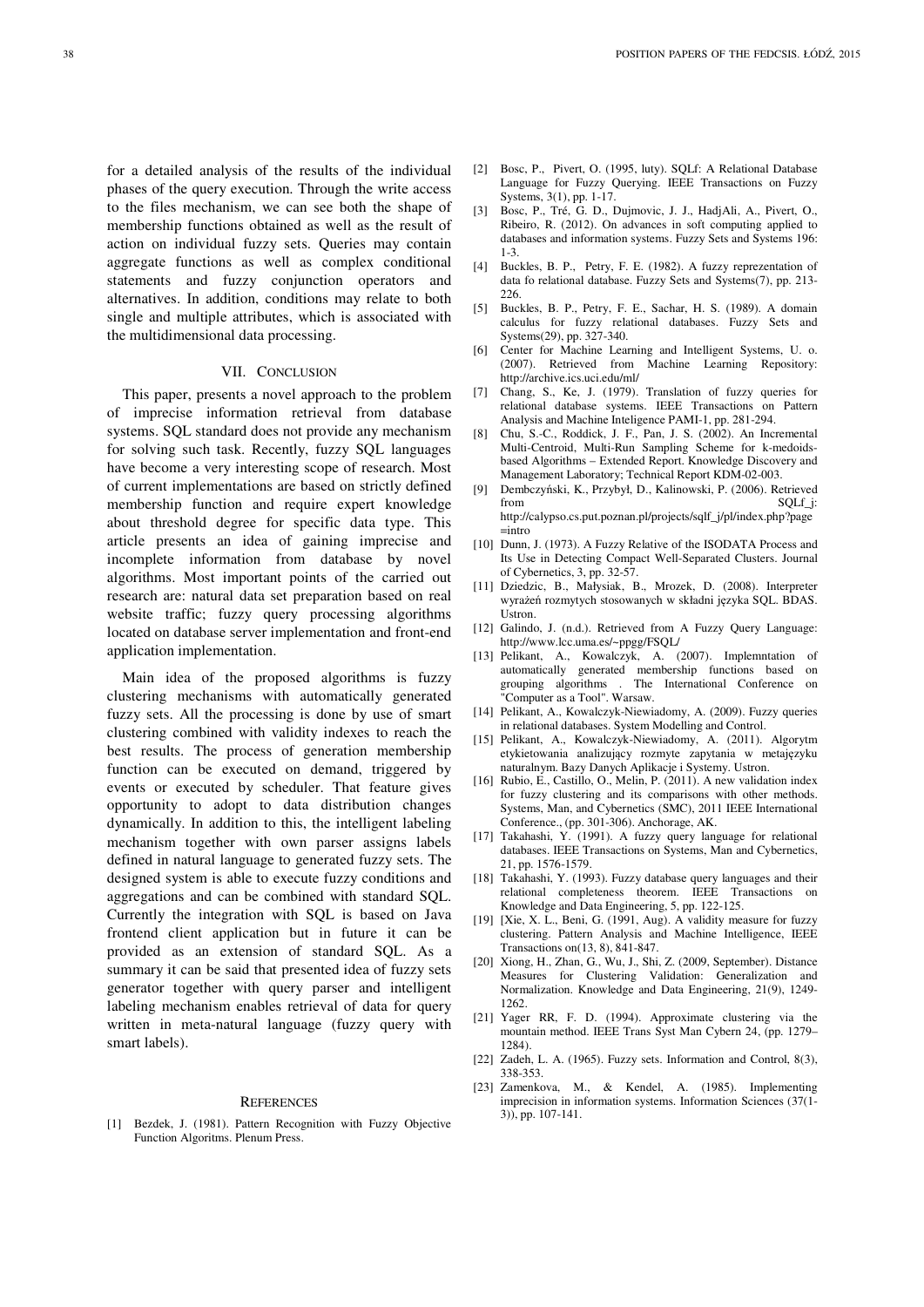for a detailed analysis of the results of the individual phases of the query execution. Through the write access to the files mechanism, we can see both the shape of membership functions obtained as well as the result of action on individual fuzzy sets. Queries may contain aggregate functions as well as complex conditional statements and fuzzy conjunction operators and alternatives. In addition, conditions may relate to both single and multiple attributes, which is associated with the multidimensional data processing.

## VII. Conclusion

This paper, presents a novel approach to the problem of imprecise information retrieval from database systems. SQL standard does not provide any mechanism for solving such task. Recently, fuzzy SQL languages have become a very interesting scope of research. Most of current implementations are based on strictly defined membership function and require expert knowledge about threshold degree for specific data type. This article presents an idea of gaining imprecise and incomplete information from database by novel algorithms. Most important points of the carried out research are: natural data set preparation based on real website traffic; fuzzy query processing algorithms located on database server implementation and front-end application implementation.

Main idea of the proposed algorithms is fuzzy clustering mechanisms with automatically generated fuzzy sets. All the processing is done by use of smart clustering combined with validity indexes to reach the best results. The process of generation membership function can be executed on demand, triggered by events or executed by scheduler. That feature gives opportunity to adopt to data distribution changes dynamically. In addition to this, the intelligent labeling mechanism together with own parser assigns labels defined in natural language to generated fuzzy sets. The designed system is able to execute fuzzy conditions and aggregations and can be combined with standard SQL. Currently the integration with SQL is based on Java frontend client application but in future it can be provided as an extension of standard SQL. As a summary it can be said that presented idea of fuzzy sets generator together with query parser and intelligent labeling mechanism enables retrieval of data for query written in meta-natural language (fuzzy query with smart labels).

## References

[1] Bezdek, J. (1981). Pattern Recognition with Fuzzy Objective Function Algoritms. Plenum Press.

[2] Bosc, P., Pivert, O. (1995, luty). SQLf: A Relational Database Language for Fuzzy Querying. IEEE Transactions on Fuzzy Systems, 3(1), pp. 1-17.

[3] Bosc, P., Tré, G. D., Dujmovic, J. J., HadjAli, A., Pivert, O., Ribeiro, R. (2012). On advances in soft computing applied to databases and information systems. Fuzzy Sets and Systems 196: 1-3.

[4] Buckles, B. P., Petry, F. E. (1982). A fuzzy reprezentation of data fo relational database. Fuzzy Sets and Systems(7), pp. 213-226.

[5] Buckles, B. P., Petry, F. E., Sachar, H. S. (1989). A domain calculus for fuzzy relational databases. Fuzzy Sets and Systems(29), pp. 327-340.

[6] Center for Machine Learning and Intelligent Systems, U. o. (2007). Retrieved from Machine Learning Repository: http://archive.ics.uci.edu/ml/

[7] Chang, S., Ke, J. (1979). Translation of fuzzy queries for relational database systems. IEEE Transactions on Pattern Analysis and Machine Inteligence PAMI-1, pp. 281-294.

[8] Chu, S.-C., Roddick, J. F., Pan, J. S. (2002). An Incremental Multi-Centroid, Multi-Run Sampling Scheme for k-medoids-based Algorithms – Extended Report. Knowledge Discovery and Management Laboratory; Technical Report KDM-02-003.

[9] Dembczyński, K., Przybył, D., Kalinowski, P. (2006). Retrieved from SQLf_j: http://calypso.cs.put.poznan.pl/projects/sqlf_j/pl/index.php?page=intro

[10] Dunn, J. (1973). A Fuzzy Relative of the ISODATA Process and Its Use in Detecting Compact Well-Separated Clusters. Journal of Cybernetics, 3, pp. 32-57.

[11] Dziedzic, B., Małysiak, B., Mrozek, D. (2008). Interpreter wyrażeń rozmytych stosowanych w składni języka SQL. BDAS. Ustron.

[12] Galindo, J. (n.d.). Retrieved from A Fuzzy Query Language: http://www.lcc.uma.es/~ppgg/FSQL/

[13] Pelikant, A., Kowalczyk, A. (2007). Implemntation of automatically generated membership functions based on grouping algorithms . The International Conference on "Computer as a Tool". Warsaw.

[14] Pelikant, A., Kowalczyk-Niewiadomy, A. (2009). Fuzzy queries in relational databases. System Modelling and Control.

[15] Pelikant, A., Kowalczyk-Niewiadomy, A. (2011). Algorytm etykietowania analizujący rozmyte zapytania w metajęzyku naturalnym. Bazy Danych Aplikacje i Systemy. Ustron.

[16] Rubio, E., Castillo, O., Melin, P. (2011). A new validation index for fuzzy clustering and its comparisons with other methods. Systems, Man, and Cybernetics (SMC), 2011 IEEE International Conference., (pp. 301-306). Anchorage, AK.

[17] Takahashi, Y. (1991). A fuzzy query language for relational databases. IEEE Transactions on Systems, Man and Cybernetics, 21, pp. 1576-1579.

[18] Takahashi, Y. (1993). Fuzzy database query languages and their relational completeness theorem. IEEE Transactions on Knowledge and Data Engineering, 5, pp. 122-125.

[19] [Xie, X. L., Beni, G. (1991, Aug). A validity measure for fuzzy clustering. Pattern Analysis and Machine Intelligence, IEEE Transactions on(13, 8), 841-847.

[20] Xiong, H., Zhan, G., Wu, J., Shi, Z. (2009, September). Distance Measures for Clustering Validation: Generalization and Normalization. Knowledge and Data Engineering, 21(9), 1249-1262.

[21] Yager RR, F. D. (1994). Approximate clustering via the mountain method. IEEE Trans Syst Man Cybern 24, (pp. 1279–1284).

[22] Zadeh, L. A. (1965). Fuzzy sets. Information and Control, 8(3), 338-353.

[23] Zamenkova, M., & Kendel, A. (1985). Implementing imprecision in information systems. Information Sciences (37(1-3)), pp. 107-141.